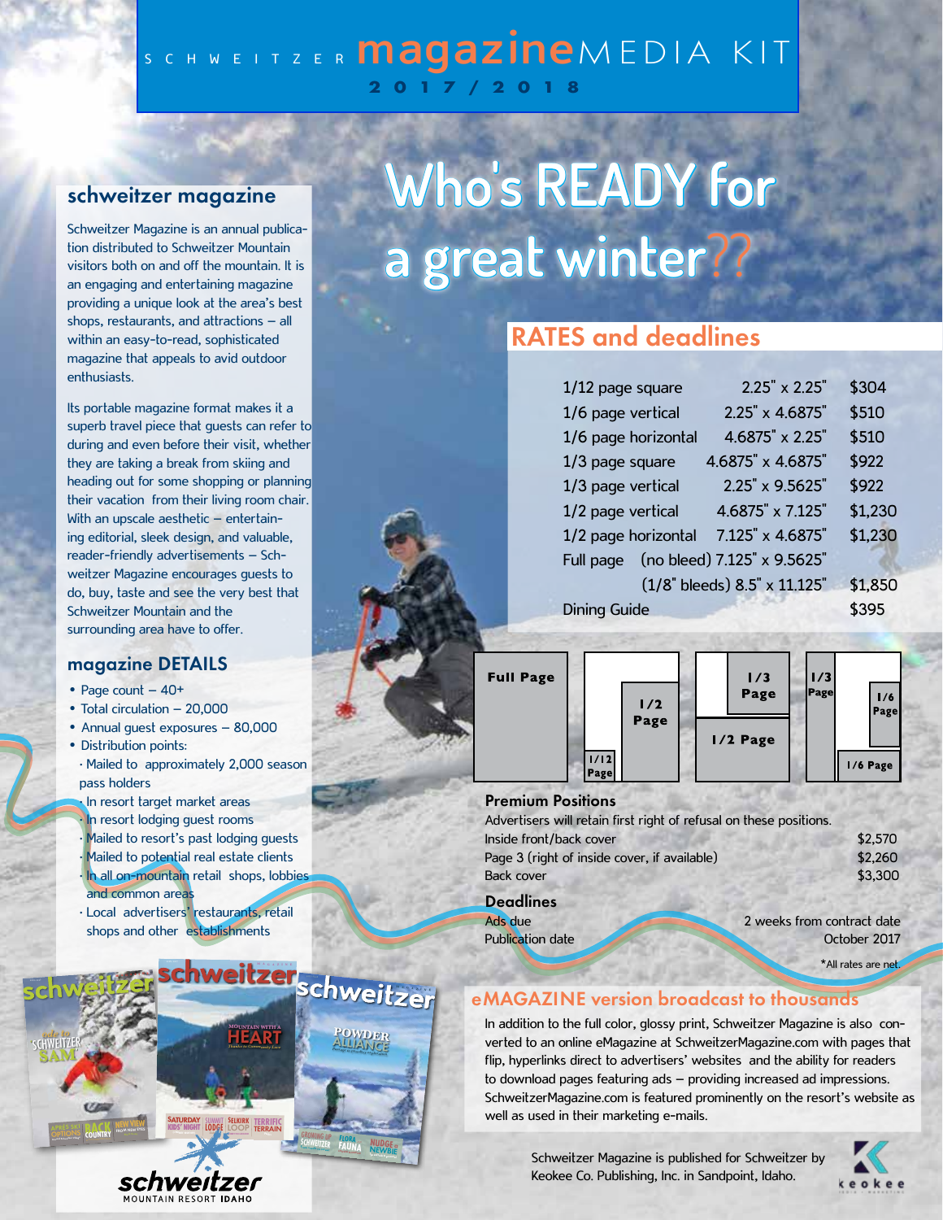# SCHWEITZER magazine MEDIA KIT

**2017/2018**

## schweitzer magazine

Schweitzer Magazine is an annual publication distributed to Schweitzer Mountain visitors both on and off the mountain. It is an engaging and entertaining magazine providing a unique look at the area's best shops, restaurants, and attractions – all within an easy-to-read, sophisticated magazine that appeals to avid outdoor enthusiasts.

Its portable magazine format makes it a superb travel piece that guests can refer to during and even before their visit, whether they are taking a break from skiing and heading out for some shopping or planning their vacation from their living room chair. With an upscale aesthetic – entertaining editorial, sleek design, and valuable, reader-friendly advertisements – Schweitzer Magazine encourages guests to do, buy, taste and see the very best that Schweitzer Mountain and the surrounding area have to offer.

## magazine DETAILS

- Page count – 40+
- Total circulation – 20,000
- Annual guest exposures – 80,000
- Distribution points:
  - Mailed to approximately 2,000 season pass holders
  - In resort target market areas
  - In resort lodging guest rooms
  - Mailed to resort's past lodging guests
  - Mailed to potential real estate clients
  - In all on-mountain retail shops, lobbies and common areas
  - Local advertisers' restaurants, retail shops and other establishments

# Who's READY for a great winter??

## RATES and deadlines

| Ad | Size | Rate |
|---|---|---|
| 1/12 page square | 2.25" x 2.25" | $304 |
| 1/6 page vertical | 2.25" x 4.6875" | $510 |
| 1/6 page horizontal | 4.6875" x 2.25" | $510 |
| 1/3 page square | 4.6875" x 4.6875" | $922 |
| 1/3 page vertical | 2.25" x 9.5625" | $922 |
| 1/2 page vertical | 4.6875" x 7.125" | $1,230 |
| 1/2 page horizontal | 7.125" x 4.6875" | $1,230 |
| Full page | (no bleed) 7.125" x 9.5625" | |
| | (1/8" bleeds) 8.5" x 11.125" | $1,850 |
| Dining Guide | | $395 |

Full Page | 1/2 Page | 1/12 Page | 1/3 Page | 1/2 Page | 1/3 Page | 1/6 Page | 1/6 Page

### Premium Positions

Advertisers will retain first right of refusal on these positions.

| Position | Rate |
|---|---|
| Inside front/back cover | $2,570 |
| Page 3 (right of inside cover, if available) | $2,260 |
| Back cover | $3,300 |

### Deadlines

| | |
|---|---|
| Ads due | 2 weeks from contract date |
| Publication date | October 2017 |

*All rates are net.

## eMAGAZINE version broadcast to thousands

In addition to the full color, glossy print, Schweitzer Magazine is also converted to an online eMagazine at SchweitzerMagazine.com with pages that flip, hyperlinks direct to advertisers' websites and the ability for readers to download pages featuring ads – providing increased ad impressions. SchweitzerMagazine.com is featured prominently on the resort's website as well as used in their marketing e-mails.

Schweitzer Magazine is published for Schweitzer by Keokee Co. Publishing, Inc. in Sandpoint, Idaho.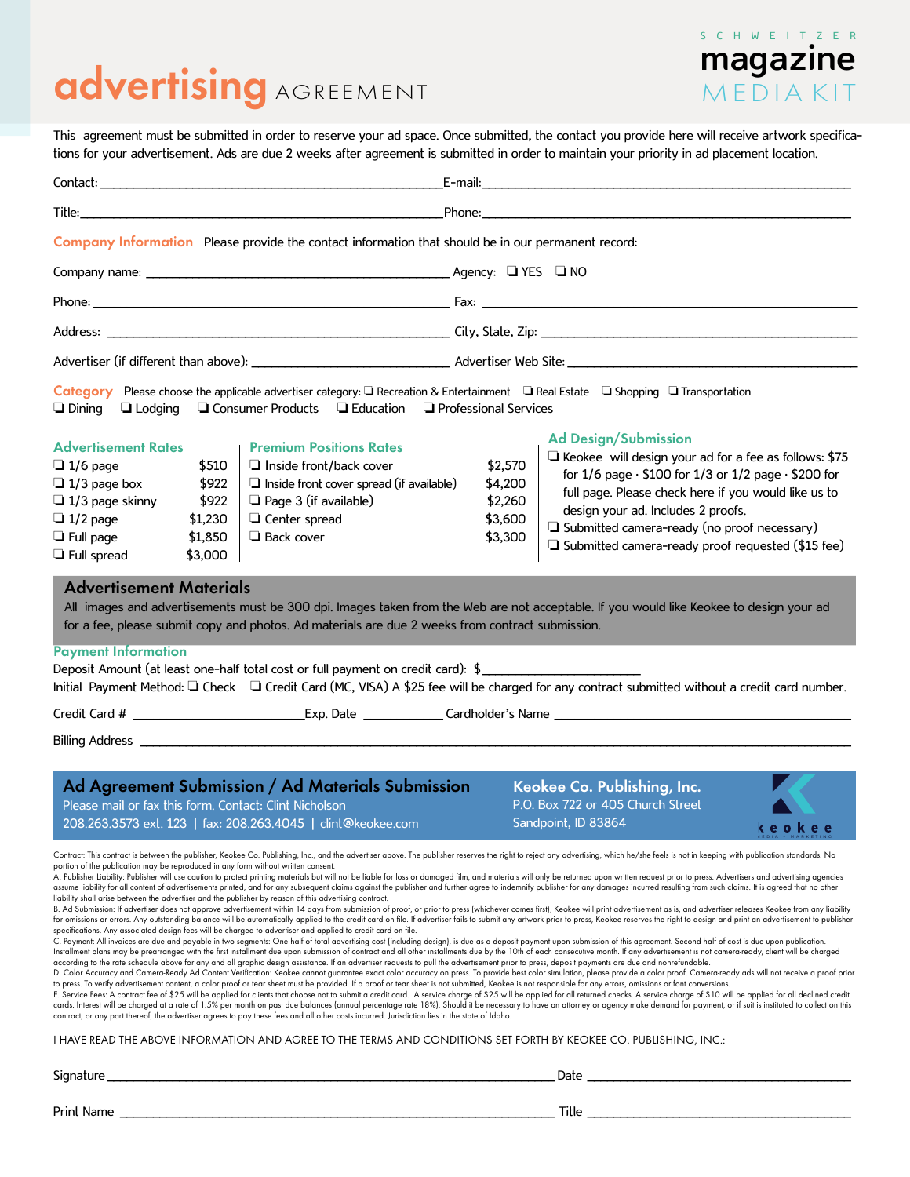# advertising AGREEMENT

SCHWEITZER **magazine** MEDIA KIT

This agreement must be submitted in order to reserve your ad space. Once submitted, the contact you provide here will receive artwork specifications for your advertisement. Ads are due 2 weeks after agreement is submitted in order to maintain your priority in ad placement location.

Contact: ______________________________ E-mail: ______________________________

Title: ______________________________ Phone: ______________________________

**Company Information** Please provide the contact information that should be in our permanent record:

Company name: ______________________________ Agency: ❑ YES ❑ NO

Phone: ______________________________ Fax: ______________________________

Address: ______________________________ City, State, Zip: ______________________________

Advertiser (if different than above): ______________________________ Advertiser Web Site: ______________________________

**Category** Please choose the applicable advertiser category: ❑ Recreation & Entertainment ❑ Real Estate ❑ Shopping ❑ Transportation ❑ Dining ❑ Lodging ❑ Consumer Products ❑ Education ❑ Professional Services

### Advertisement Rates

| | |
|---|---|
| ❑ 1/6 page | $510 |
| ❑ 1/3 page box | $922 |
| ❑ 1/3 page skinny | $922 |
| ❑ 1/2 page | $1,230 |
| ❑ Full page | $1,850 |
| ❑ Full spread | $3,000 |

### Premium Positions Rates

| | |
|---|---|
| ❑ Inside front/back cover | $2,570 |
| ❑ Inside front cover spread (if available) | $4,200 |
| ❑ Page 3 (if available) | $2,260 |
| ❑ Center spread | $3,600 |
| ❑ Back cover | $3,300 |

### Ad Design/Submission

❑ Keokee will design your ad for a fee as follows: $75 for 1/6 page · $100 for 1/3 or 1/2 page · $200 for full page. Please check here if you would like us to design your ad. Includes 2 proofs.

❑ Submitted camera-ready (no proof necessary)

❑ Submitted camera-ready proof requested ($15 fee)

## Advertisement Materials

All images and advertisements must be 300 dpi. Images taken from the Web are not acceptable. If you would like Keokee to design your ad for a fee, please submit copy and photos. Ad materials are due 2 weeks from contract submission.

### Payment Information

Deposit Amount (at least one-half total cost or full payment on credit card): $______________________

Initial Payment Method: ❑ Check ❑ Credit Card (MC, VISA) A $25 fee will be charged for any contract submitted without a credit card number.

Credit Card # ______________________ Exp. Date __________ Cardholder's Name ______________________

Billing Address ______________________________________________

## Ad Agreement Submission / Ad Materials Submission

Please mail or fax this form. Contact: Clint Nicholson
208.263.3573 ext. 123 | fax: 208.263.4045 | clint@keokee.com

**Keokee Co. Publishing, Inc.**
P.O. Box 722 or 405 Church Street
Sandpoint, ID 83864

keokee MEDIA • MARKETING

Contract: This contract is between the publisher, Keokee Co. Publishing, Inc., and the advertiser above. The publisher reserves the right to reject any advertising, which he/she feels is not in keeping with publication standards. No portion of the publication may be reproduced in any form without written consent.

A. Publisher Liability: Publisher will use caution to protect printing materials but will not be liable for loss or damaged film, and materials will only be returned upon written request prior to press. Advertisers and advertising agencies assume liability for all content of advertisements printed, and for any subsequent claims against the publisher and further agree to indemnify publisher for any damages incurred resulting from such claims. It is agreed that no other liability shall arise between the advertiser and the publisher by reason of this advertising contract.

B. Ad Submission: If advertiser does not approve advertisement within 14 days from submission of proof, or prior to press (whichever comes first), Keokee will print advertisement as is, and advertiser releases Keokee from any liability for omissions or errors. Any outstanding balance will be automatically applied to the credit card on file. If advertiser fails to submit any artwork prior to press, Keokee reserves the right to design and print an advertisement to publisher specifications. Any associated design fees will be charged to advertiser and applied to credit card on file.

C. Payment: All invoices are due and payable in two segments: One half of total advertising cost (including design), is due as a deposit payment upon submission of this agreement. Second half of cost is due upon publication. Installment plans may be prearranged with the first installment due upon submission of contract and all other installments due by the 10th of each consecutive month. If any advertisement is not camera-ready, client will be charged according to the rate schedule above for any and all graphic design assistance. If an advertiser requests to pull the advertisement prior to press, deposit payments are due and nonrefundable.

D. Color Accuracy and Camera-Ready Ad Content Verification: Keokee cannot guarantee exact color accuracy on press. To provide best color simulation, please provide a color proof. Camera-ready ads will not receive a proof prior to press. To verify advertisement content, a color proof or tear sheet must be provided. If a proof or tear sheet is not submitted, Keokee is not responsible for any errors, omissions or font conversions.

E. Service Fees: A contract fee of $25 will be applied for clients that choose not to submit a credit card. A service charge of $25 will be applied for all returned checks. A service charge of $10 will be applied for all declined credit cards. Interest will be charged at a rate of 1.5% per month on past due balances (annual percentage rate 18%). Should it be necessary to have an attorney or agency make demand for payment, or if suit is instituted to collect on this contract, or any part thereof, the advertiser agrees to pay these fees and all other costs incurred. Jurisdiction lies in the state of Idaho.

I HAVE READ THE ABOVE INFORMATION AND AGREE TO THE TERMS AND CONDITIONS SET FORTH BY KEOKEE CO. PUBLISHING, INC.:

Signature ______________________________ Date ______________________________

Print Name ______________________________ Title ______________________________